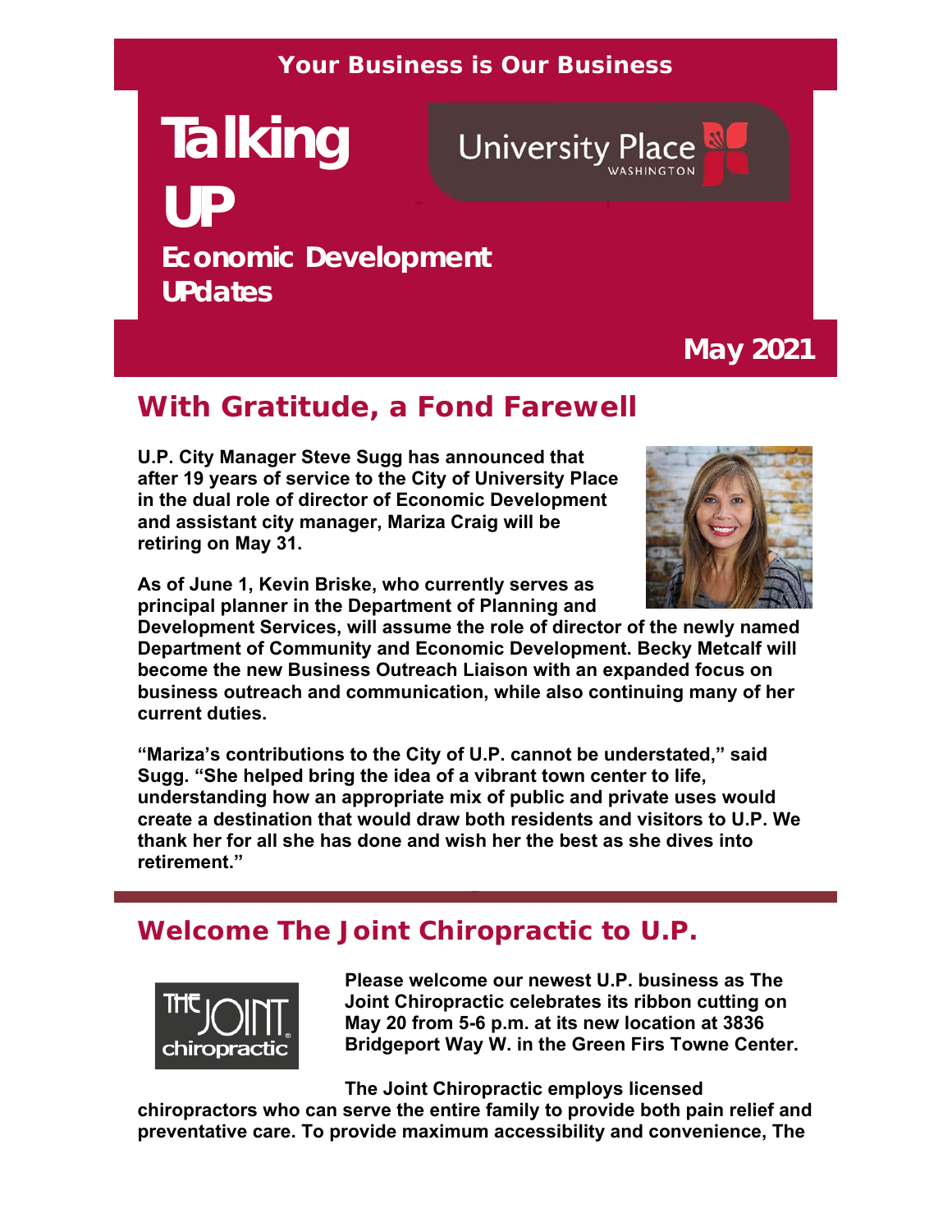**Your Business is Our Business**

# Talking UP

University Place WASHINGTON

## Economic Development UPdates

**May 2021**

## With Gratitude, a Fond Farewell

**U.P. City Manager Steve Sugg has announced that after 19 years of service to the City of University Place in the dual role of director of Economic Development and assistant city manager, Mariza Craig will be retiring on May 31.**

**As of June 1, Kevin Briske, who currently serves as principal planner in the Department of Planning and Development Services, will assume the role of director of the newly named Department of Community and Economic Development. Becky Metcalf will become the new Business Outreach Liaison with an expanded focus on business outreach and communication, while also continuing many of her current duties.**

**“Mariza’s contributions to the City of U.P. cannot be understated,” said Sugg. “She helped bring the idea of a vibrant town center to life, understanding how an appropriate mix of public and private uses would create a destination that would draw both residents and visitors to U.P. We thank her for all she has done and wish her the best as she dives into retirement.”**

## Welcome The Joint Chiropractic to U.P.

**Please welcome our newest U.P. business as The Joint Chiropractic celebrates its ribbon cutting on May 20 from 5-6 p.m. at its new location at 3836 Bridgeport Way W. in the Green Firs Towne Center.**

**The Joint Chiropractic employs licensed chiropractors who can serve the entire family to provide both pain relief and preventative care. To provide maximum accessibility and convenience, The**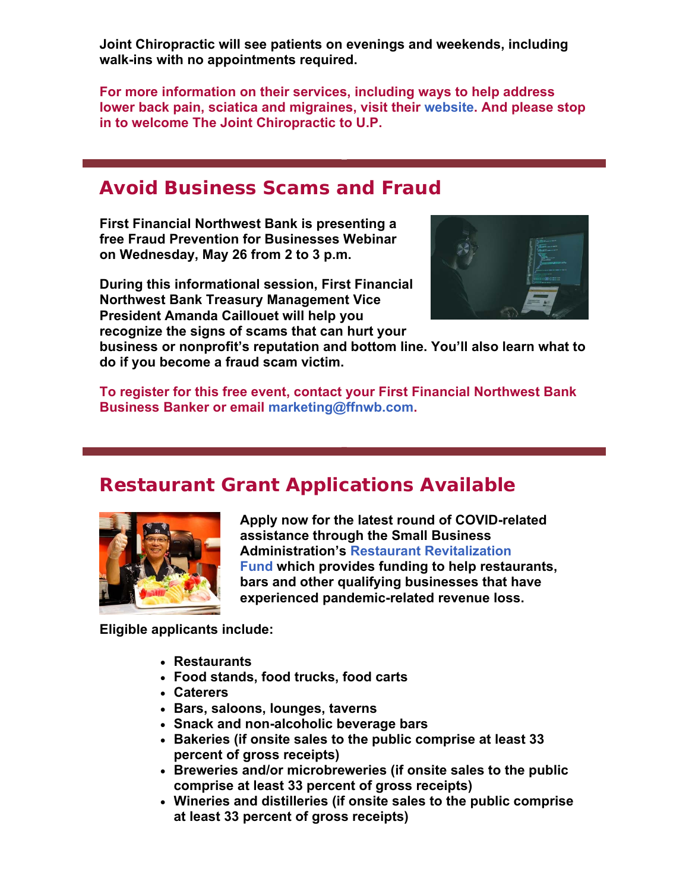**Joint Chiropractic will see patients on evenings and weekends, including walk-ins with no appointments required.**

**For more information on their services, including ways to help address lower back pain, sciatica and migraines, visit their website. And please stop in to welcome The Joint Chiropractic to U.P.**

## Avoid Business Scams and Fraud

**First Financial Northwest Bank is presenting a free Fraud Prevention for Businesses Webinar on Wednesday, May 26 from 2 to 3 p.m.**

**During this informational session, First Financial Northwest Bank Treasury Management Vice President Amanda Caillouet will help you recognize the signs of scams that can hurt your business or nonprofit's reputation and bottom line. You'll also learn what to do if you become a fraud scam victim.**

**To register for this free event, contact your First Financial Northwest Bank Business Banker or email marketing@ffnwb.com.**

## Restaurant Grant Applications Available

**Apply now for the latest round of COVID-related assistance through the Small Business Administration's Restaurant Revitalization Fund which provides funding to help restaurants, bars and other qualifying businesses that have experienced pandemic-related revenue loss.**

**Eligible applicants include:**

- **Restaurants**
- **Food stands, food trucks, food carts**
- **Caterers**
- **Bars, saloons, lounges, taverns**
- **Snack and non-alcoholic beverage bars**
- **Bakeries (if onsite sales to the public comprise at least 33 percent of gross receipts)**
- **Breweries and/or microbreweries (if onsite sales to the public comprise at least 33 percent of gross receipts)**
- **Wineries and distilleries (if onsite sales to the public comprise at least 33 percent of gross receipts)**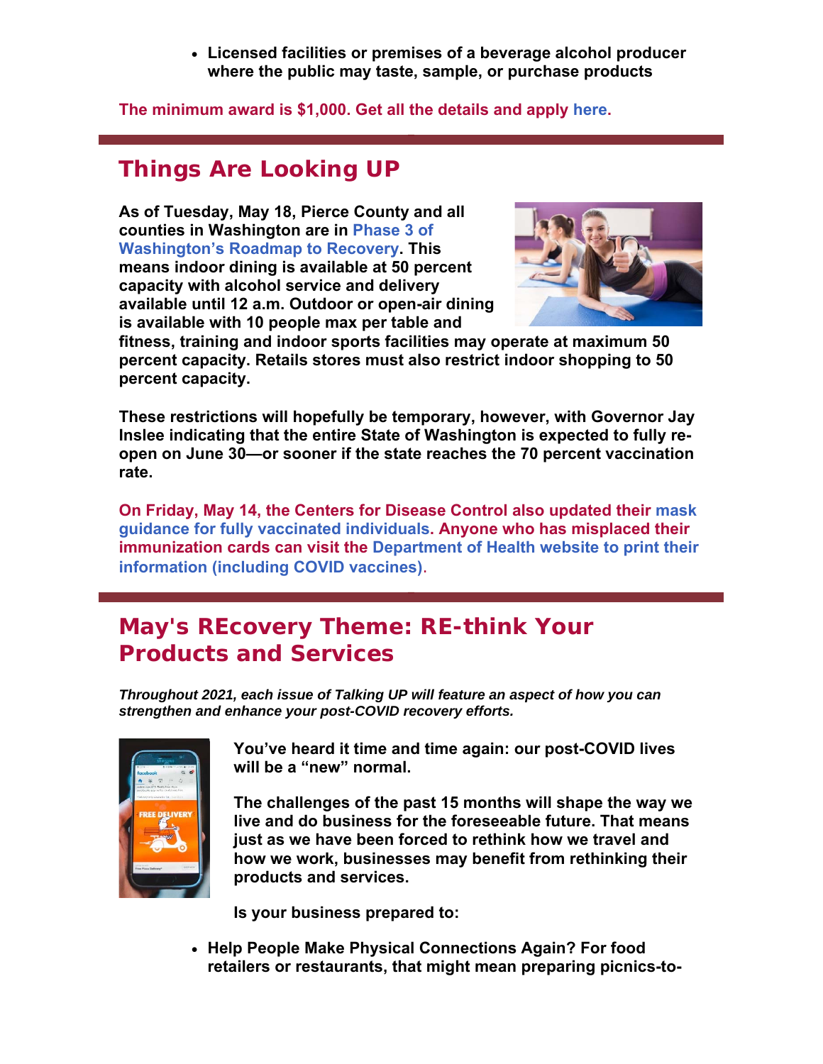- **Licensed facilities or premises of a beverage alcohol producer where the public may taste, sample, or purchase products**

**The minimum award is $1,000. Get all the details and apply here.**

## Things Are Looking UP

**As of Tuesday, May 18, Pierce County and all counties in Washington are in Phase 3 of Washington's Roadmap to Recovery. This means indoor dining is available at 50 percent capacity with alcohol service and delivery available until 12 a.m. Outdoor or open-air dining is available with 10 people max per table and fitness, training and indoor sports facilities may operate at maximum 50 percent capacity. Retails stores must also restrict indoor shopping to 50 percent capacity.**

**These restrictions will hopefully be temporary, however, with Governor Jay Inslee indicating that the entire State of Washington is expected to fully re-open on June 30—or sooner if the state reaches the 70 percent vaccination rate.**

**On Friday, May 14, the Centers for Disease Control also updated their mask guidance for fully vaccinated individuals. Anyone who has misplaced their immunization cards can visit the Department of Health website to print their information (including COVID vaccines).**

## May's REcovery Theme: RE-think Your Products and Services

***Throughout 2021, each issue of Talking UP will feature an aspect of how you can strengthen and enhance your post-COVID recovery efforts.***

**You've heard it time and time again: our post-COVID lives will be a "new" normal.**

**The challenges of the past 15 months will shape the way we live and do business for the foreseeable future. That means just as we have been forced to rethink how we travel and how we work, businesses may benefit from rethinking their products and services.**

**Is your business prepared to:**

- **Help People Make Physical Connections Again? For food retailers or restaurants, that might mean preparing picnics-to-**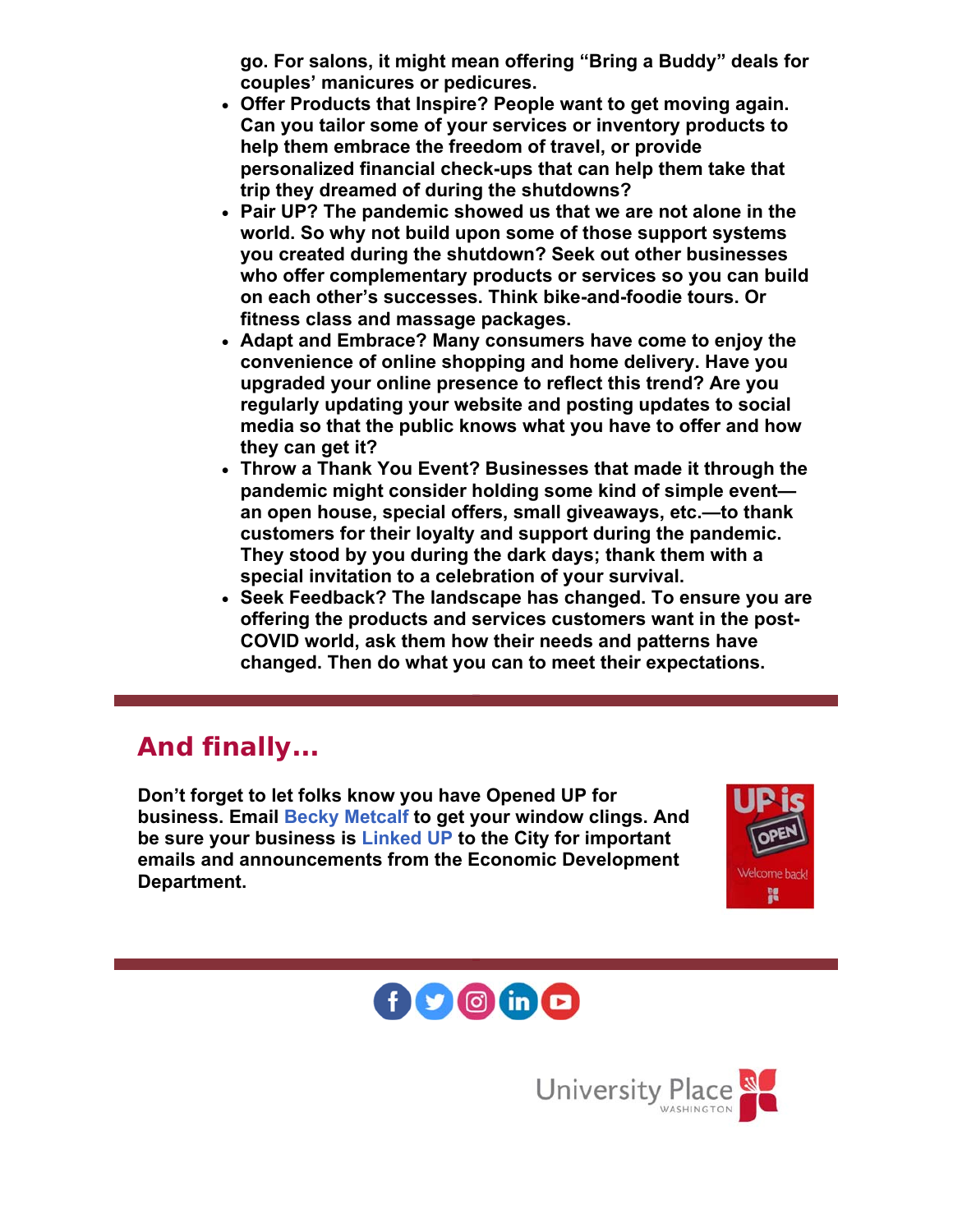**go. For salons, it might mean offering "Bring a Buddy" deals for couples' manicures or pedicures.**

- **Offer Products that Inspire? People want to get moving again. Can you tailor some of your services or inventory products to help them embrace the freedom of travel, or provide personalized financial check-ups that can help them take that trip they dreamed of during the shutdowns?**
- **Pair UP? The pandemic showed us that we are not alone in the world. So why not build upon some of those support systems you created during the shutdown? Seek out other businesses who offer complementary products or services so you can build on each other's successes. Think bike-and-foodie tours. Or fitness class and massage packages.**
- **Adapt and Embrace? Many consumers have come to enjoy the convenience of online shopping and home delivery. Have you upgraded your online presence to reflect this trend? Are you regularly updating your website and posting updates to social media so that the public knows what you have to offer and how they can get it?**
- **Throw a Thank You Event? Businesses that made it through the pandemic might consider holding some kind of simple event—an open house, special offers, small giveaways, etc.—to thank customers for their loyalty and support during the pandemic. They stood by you during the dark days; thank them with a special invitation to a celebration of your survival.**
- **Seek Feedback? The landscape has changed. To ensure you are offering the products and services customers want in the post-COVID world, ask them how their needs and patterns have changed. Then do what you can to meet their expectations.**

## And finally...

**Don't forget to let folks know you have Opened UP for business. Email Becky Metcalf to get your window clings. And be sure your business is Linked UP to the City for important emails and announcements from the Economic Development Department.**

UP is OPEN
Welcome back!

University Place
WASHINGTON